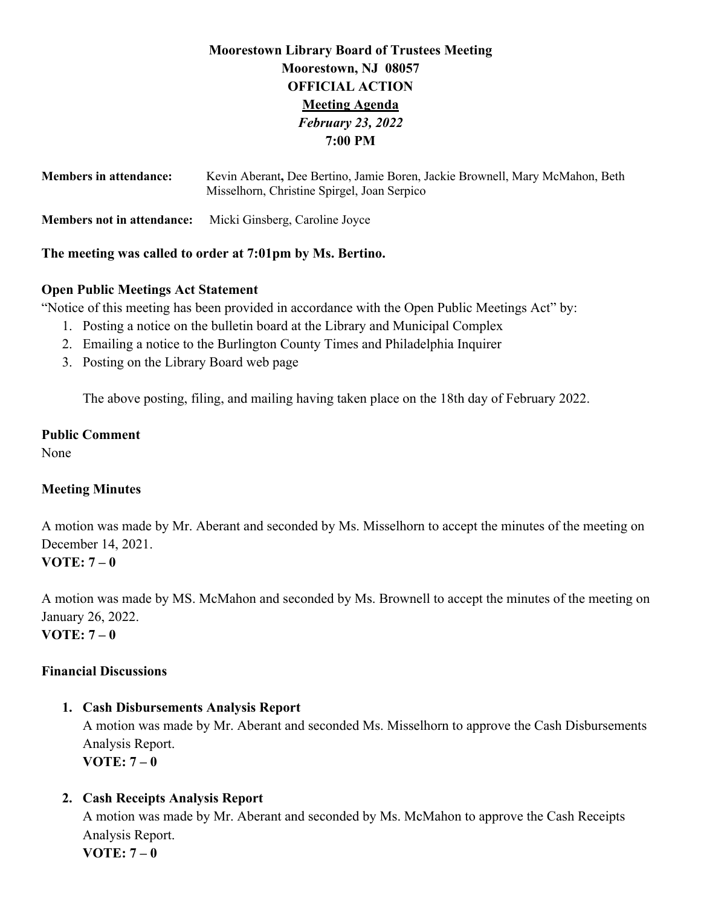# Moorestown Library Board of Trustees Meeting
## Moorestown, NJ 08057
## OFFICIAL ACTION
## Meeting Agenda
### *February 23, 2022*
### 7:00 PM

**Members in attendance:** Kevin Aberant**,** Dee Bertino, Jamie Boren, Jackie Brownell, Mary McMahon, Beth Misselhorn, Christine Spirgel, Joan Serpico

**Members not in attendance:** Micki Ginsberg, Caroline Joyce

**The meeting was called to order at 7:01pm by Ms. Bertino.**

**Open Public Meetings Act Statement**

"Notice of this meeting has been provided in accordance with the Open Public Meetings Act" by:

1. Posting a notice on the bulletin board at the Library and Municipal Complex
2. Emailing a notice to the Burlington County Times and Philadelphia Inquirer
3. Posting on the Library Board web page

The above posting, filing, and mailing having taken place on the 18th day of February 2022.

**Public Comment**

None

**Meeting Minutes**

A motion was made by Mr. Aberant and seconded by Ms. Misselhorn to accept the minutes of the meeting on December 14, 2021.

**VOTE: 7 – 0**

A motion was made by MS. McMahon and seconded by Ms. Brownell to accept the minutes of the meeting on January 26, 2022.

**VOTE: 7 – 0**

**Financial Discussions**

1. **Cash Disbursements Analysis Report**
   A motion was made by Mr. Aberant and seconded Ms. Misselhorn to approve the Cash Disbursements Analysis Report.
   **VOTE: 7 – 0**

2. **Cash Receipts Analysis Report**
   A motion was made by Mr. Aberant and seconded by Ms. McMahon to approve the Cash Receipts Analysis Report.
   **VOTE: 7 – 0**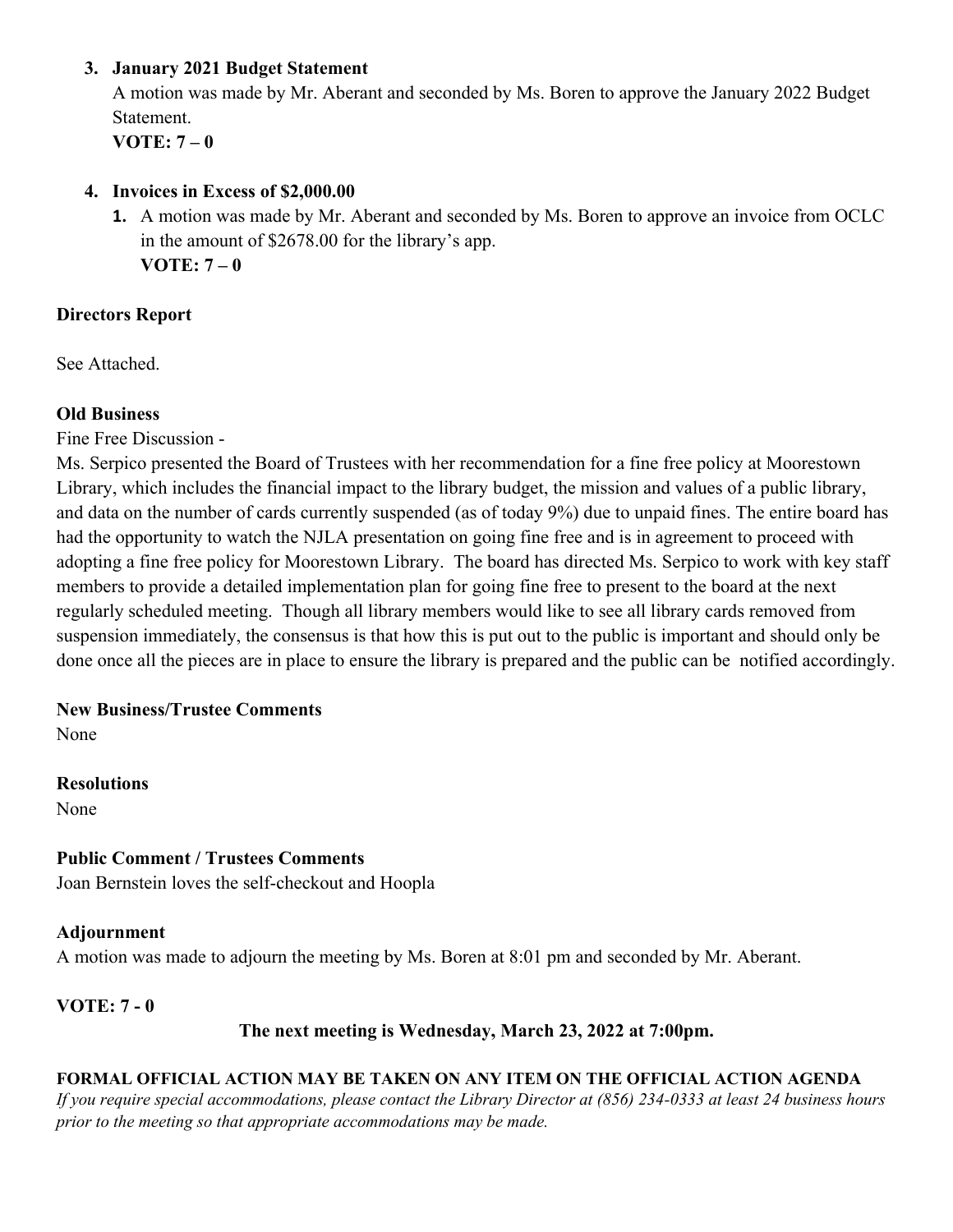3. **January 2021 Budget Statement**
   A motion was made by Mr. Aberant and seconded by Ms. Boren to approve the January 2022 Budget Statement.
   **VOTE: 7 – 0**

4. **Invoices in Excess of $2,000.00**
   1. A motion was made by Mr. Aberant and seconded by Ms. Boren to approve an invoice from OCLC in the amount of $2678.00 for the library's app.
      **VOTE: 7 – 0**

**Directors Report**

See Attached.

**Old Business**

Fine Free Discussion -

Ms. Serpico presented the Board of Trustees with her recommendation for a fine free policy at Moorestown Library, which includes the financial impact to the library budget, the mission and values of a public library, and data on the number of cards currently suspended (as of today 9%) due to unpaid fines. The entire board has had the opportunity to watch the NJLA presentation on going fine free and is in agreement to proceed with adopting a fine free policy for Moorestown Library. The board has directed Ms. Serpico to work with key staff members to provide a detailed implementation plan for going fine free to present to the board at the next regularly scheduled meeting. Though all library members would like to see all library cards removed from suspension immediately, the consensus is that how this is put out to the public is important and should only be done once all the pieces are in place to ensure the library is prepared and the public can be notified accordingly.

**New Business/Trustee Comments**

None

**Resolutions**

None

**Public Comment / Trustees Comments**

Joan Bernstein loves the self-checkout and Hoopla

**Adjournment**

A motion was made to adjourn the meeting by Ms. Boren at 8:01 pm and seconded by Mr. Aberant.

**VOTE: 7 - 0**

**The next meeting is Wednesday, March 23, 2022 at 7:00pm.**

**FORMAL OFFICIAL ACTION MAY BE TAKEN ON ANY ITEM ON THE OFFICIAL ACTION AGENDA**

*If you require special accommodations, please contact the Library Director at (856) 234-0333 at least 24 business hours prior to the meeting so that appropriate accommodations may be made.*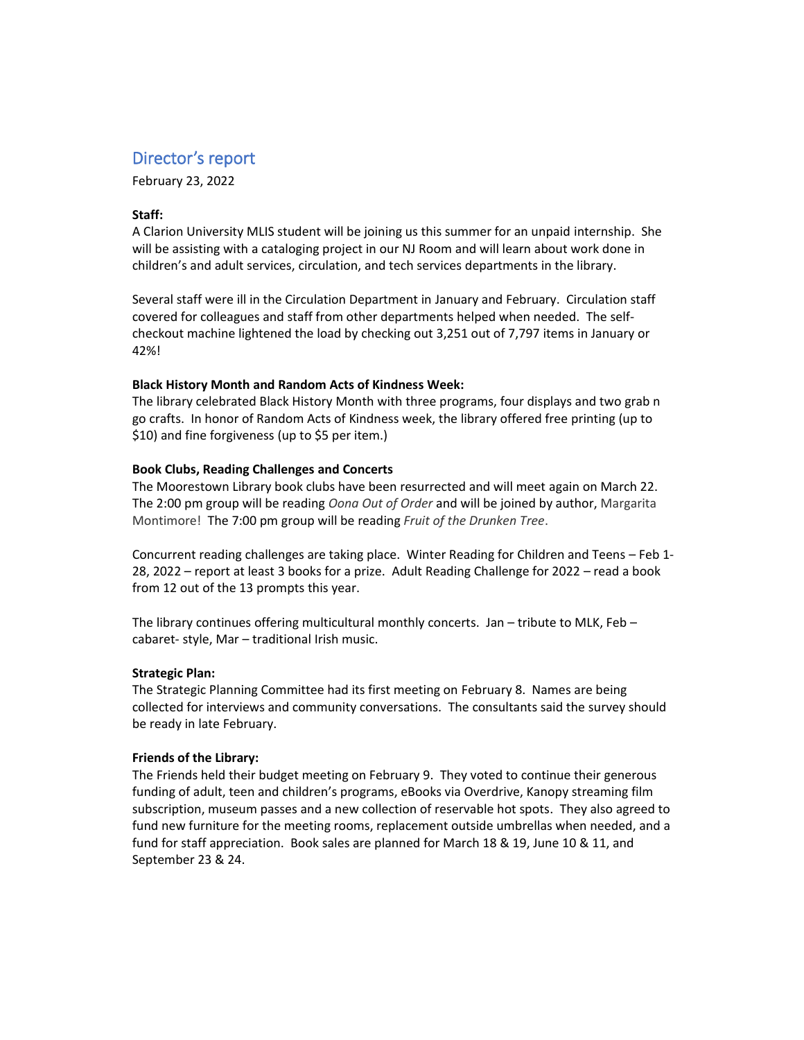## Director's report

February 23, 2022

**Staff:**
A Clarion University MLIS student will be joining us this summer for an unpaid internship. She will be assisting with a cataloging project in our NJ Room and will learn about work done in children's and adult services, circulation, and tech services departments in the library.

Several staff were ill in the Circulation Department in January and February. Circulation staff covered for colleagues and staff from other departments helped when needed. The self-checkout machine lightened the load by checking out 3,251 out of 7,797 items in January or 42%!

**Black History Month and Random Acts of Kindness Week:**
The library celebrated Black History Month with three programs, four displays and two grab n go crafts. In honor of Random Acts of Kindness week, the library offered free printing (up to $10) and fine forgiveness (up to $5 per item.)

**Book Clubs, Reading Challenges and Concerts**
The Moorestown Library book clubs have been resurrected and will meet again on March 22. The 2:00 pm group will be reading *Oona Out of Order* and will be joined by author, Margarita Montimore! The 7:00 pm group will be reading *Fruit of the Drunken Tree*.

Concurrent reading challenges are taking place. Winter Reading for Children and Teens – Feb 1-28, 2022 – report at least 3 books for a prize. Adult Reading Challenge for 2022 – read a book from 12 out of the 13 prompts this year.

The library continues offering multicultural monthly concerts. Jan – tribute to MLK, Feb – cabaret- style, Mar – traditional Irish music.

**Strategic Plan:**
The Strategic Planning Committee had its first meeting on February 8. Names are being collected for interviews and community conversations. The consultants said the survey should be ready in late February.

**Friends of the Library:**
The Friends held their budget meeting on February 9. They voted to continue their generous funding of adult, teen and children's programs, eBooks via Overdrive, Kanopy streaming film subscription, museum passes and a new collection of reservable hot spots. They also agreed to fund new furniture for the meeting rooms, replacement outside umbrellas when needed, and a fund for staff appreciation. Book sales are planned for March 18 & 19, June 10 & 11, and September 23 & 24.